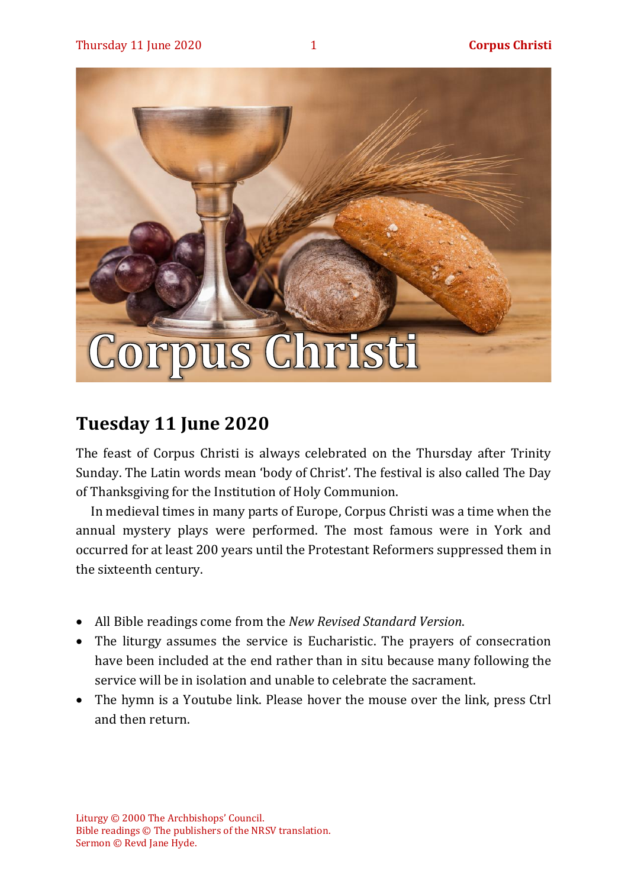# Tuesday 11 June 2020

The feast of Corpus Christi is always celebrated on the Thursday after Trinity Sunday. The Latin words mean 'body of Christ'. The festival is also called The Day of Thanksgiving for the Institution of Holy Communion.

In medieval times in many parts of Europe, Corpus Christi was a time when the annual mystery plays were performed. The most famous were in York and occurred for at least 200 years until the Protestant Reformers suppressed them in the sixteenth century.

- All Bible readings come from the *New Revised Standard Version*.
- The liturgy assumes the service is Eucharistic. The prayers of consecration have been included at the end rather than in situ because many following the service will be in isolation and unable to celebrate the sacrament.
- The hymn is a Youtube link. Please hover the mouse over the link, press Ctrl and then return.

Liturgy © 2000 The Archbishops' Council.
Bible readings © The publishers of the NRSV translation.
Sermon © Revd Jane Hyde.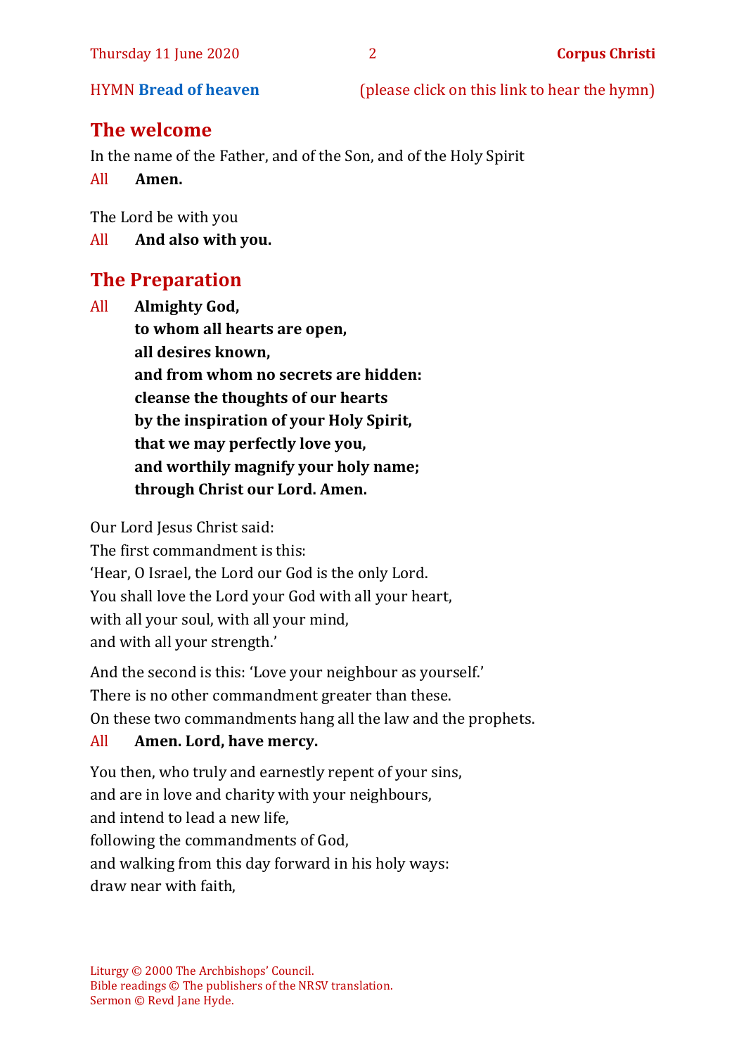HYMN **Bread of heaven** (please click on this link to hear the hymn)

## The welcome

In the name of the Father, and of the Son, and of the Holy Spirit

All **Amen.**

The Lord be with you

All **And also with you.**

## The Preparation

All **Almighty God,**
**to whom all hearts are open,**
**all desires known,**
**and from whom no secrets are hidden:**
**cleanse the thoughts of our hearts**
**by the inspiration of your Holy Spirit,**
**that we may perfectly love you,**
**and worthily magnify your holy name;**
**through Christ our Lord. Amen.**

Our Lord Jesus Christ said:
The first commandment is this:
'Hear, O Israel, the Lord our God is the only Lord.
You shall love the Lord your God with all your heart,
with all your soul, with all your mind,
and with all your strength.'

And the second is this: 'Love your neighbour as yourself.'
There is no other commandment greater than these.
On these two commandments hang all the law and the prophets.

All **Amen. Lord, have mercy.**

You then, who truly and earnestly repent of your sins,
and are in love and charity with your neighbours,
and intend to lead a new life,
following the commandments of God,
and walking from this day forward in his holy ways:
draw near with faith,

Liturgy © 2000 The Archbishops' Council.
Bible readings © The publishers of the NRSV translation.
Sermon © Revd Jane Hyde.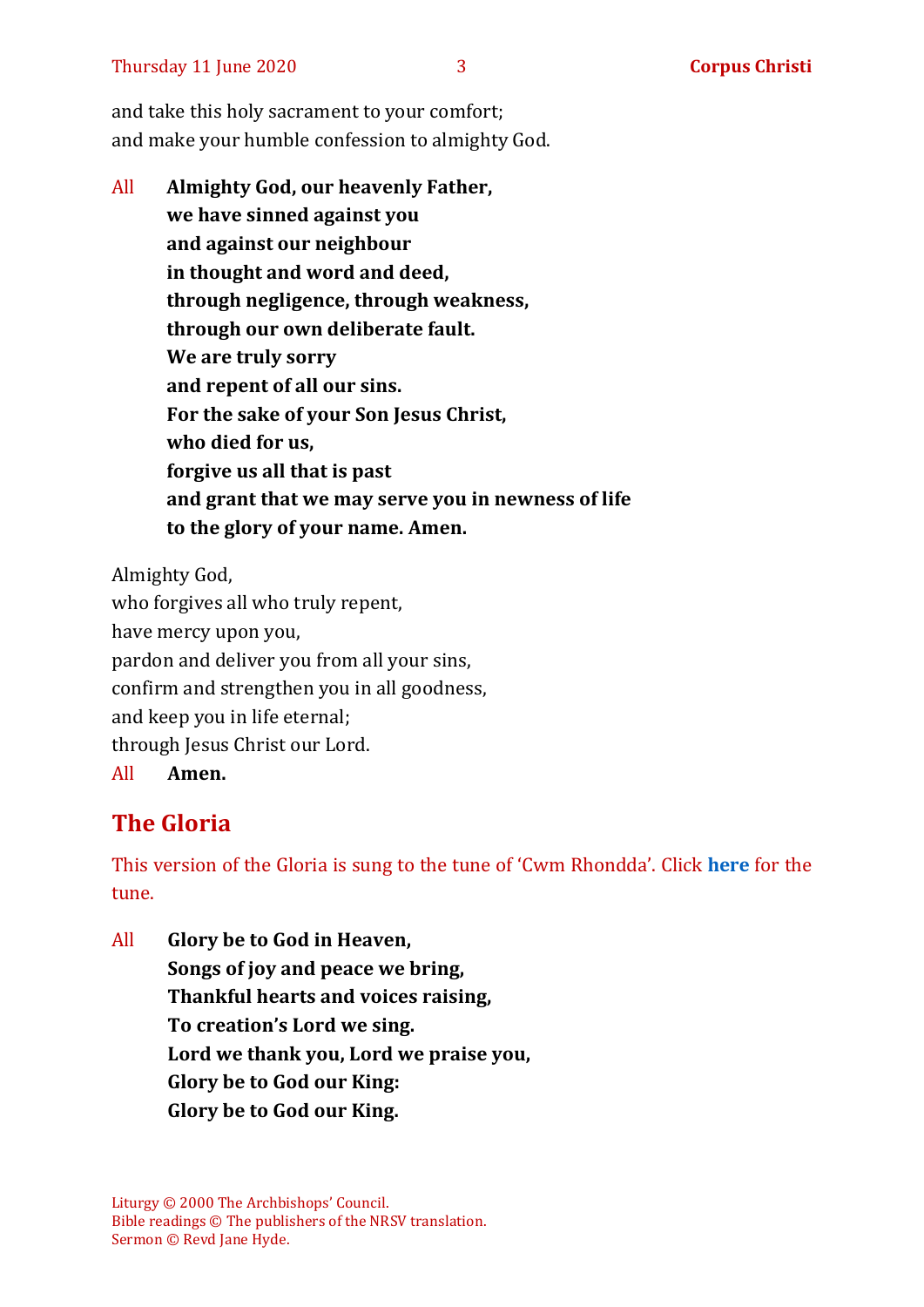and take this holy sacrament to your comfort;
and make your humble confession to almighty God.

All **Almighty God, our heavenly Father,**
**we have sinned against you**
**and against our neighbour**
**in thought and word and deed,**
**through negligence, through weakness,**
**through our own deliberate fault.**
**We are truly sorry**
**and repent of all our sins.**
**For the sake of your Son Jesus Christ,**
**who died for us,**
**forgive us all that is past**
**and grant that we may serve you in newness of life**
**to the glory of your name. Amen.**

Almighty God,
who forgives all who truly repent,
have mercy upon you,
pardon and deliver you from all your sins,
confirm and strengthen you in all goodness,
and keep you in life eternal;
through Jesus Christ our Lord.
All **Amen.**

## The Gloria

This version of the Gloria is sung to the tune of 'Cwm Rhondda'. Click **here** for the tune.

All **Glory be to God in Heaven,**
**Songs of joy and peace we bring,**
**Thankful hearts and voices raising,**
**To creation's Lord we sing.**
**Lord we thank you, Lord we praise you,**
**Glory be to God our King:**
**Glory be to God our King.**

Liturgy © 2000 The Archbishops' Council.
Bible readings © The publishers of the NRSV translation.
Sermon © Revd Jane Hyde.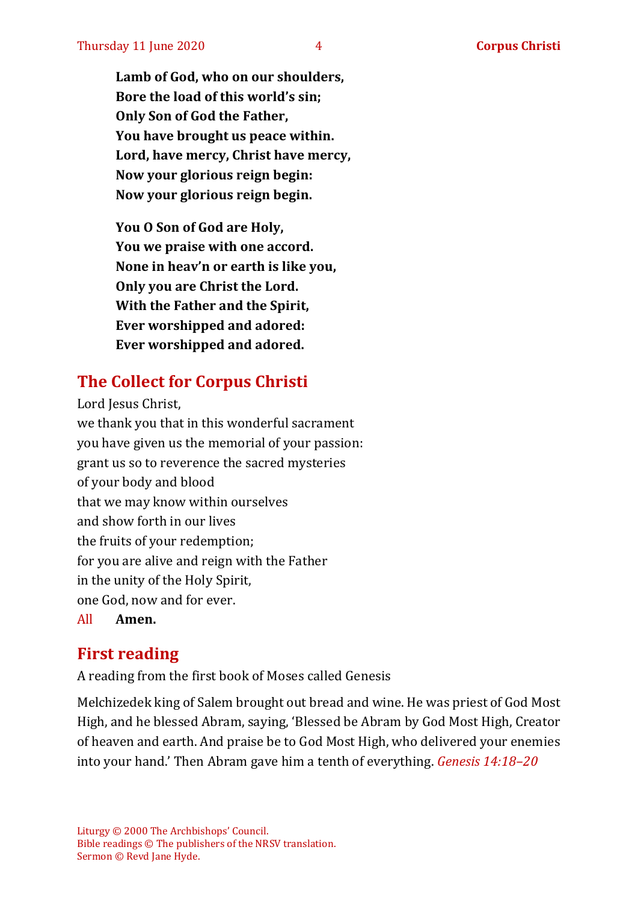**Lamb of God, who on our shoulders,**
**Bore the load of this world's sin;**
**Only Son of God the Father,**
**You have brought us peace within.**
**Lord, have mercy, Christ have mercy,**
**Now your glorious reign begin:**
**Now your glorious reign begin.**

**You O Son of God are Holy,**
**You we praise with one accord.**
**None in heav'n or earth is like you,**
**Only you are Christ the Lord.**
**With the Father and the Spirit,**
**Ever worshipped and adored:**
**Ever worshipped and adored.**

## The Collect for Corpus Christi

Lord Jesus Christ,
we thank you that in this wonderful sacrament
you have given us the memorial of your passion:
grant us so to reverence the sacred mysteries
of your body and blood
that we may know within ourselves
and show forth in our lives
the fruits of your redemption;
for you are alive and reign with the Father
in the unity of the Holy Spirit,
one God, now and for ever.

All **Amen.**

## First reading

A reading from the first book of Moses called Genesis

Melchizedek king of Salem brought out bread and wine. He was priest of God Most High, and he blessed Abram, saying, 'Blessed be Abram by God Most High, Creator of heaven and earth. And praise be to God Most High, who delivered your enemies into your hand.' Then Abram gave him a tenth of everything. *Genesis 14:18–20*

Liturgy © 2000 The Archbishops' Council.
Bible readings © The publishers of the NRSV translation.
Sermon © Revd Jane Hyde.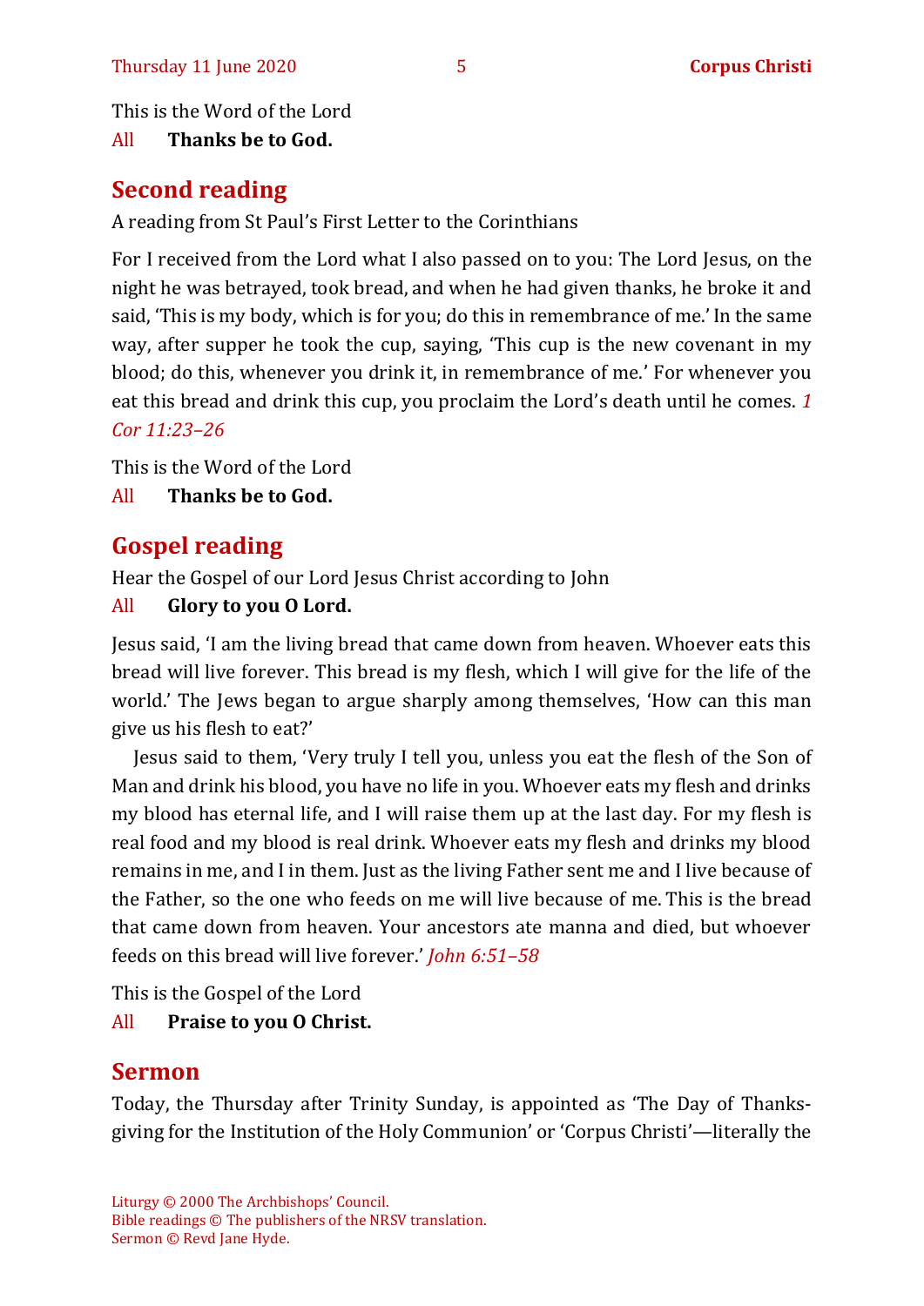This is the Word of the Lord

All **Thanks be to God.**

## Second reading

A reading from St Paul's First Letter to the Corinthians

For I received from the Lord what I also passed on to you: The Lord Jesus, on the night he was betrayed, took bread, and when he had given thanks, he broke it and said, 'This is my body, which is for you; do this in remembrance of me.' In the same way, after supper he took the cup, saying, 'This cup is the new covenant in my blood; do this, whenever you drink it, in remembrance of me.' For whenever you eat this bread and drink this cup, you proclaim the Lord's death until he comes. *1 Cor 11:23–26*

This is the Word of the Lord

All **Thanks be to God.**

## Gospel reading

Hear the Gospel of our Lord Jesus Christ according to John

All **Glory to you O Lord.**

Jesus said, 'I am the living bread that came down from heaven. Whoever eats this bread will live forever. This bread is my flesh, which I will give for the life of the world.' The Jews began to argue sharply among themselves, 'How can this man give us his flesh to eat?'

Jesus said to them, 'Very truly I tell you, unless you eat the flesh of the Son of Man and drink his blood, you have no life in you. Whoever eats my flesh and drinks my blood has eternal life, and I will raise them up at the last day. For my flesh is real food and my blood is real drink. Whoever eats my flesh and drinks my blood remains in me, and I in them. Just as the living Father sent me and I live because of the Father, so the one who feeds on me will live because of me. This is the bread that came down from heaven. Your ancestors ate manna and died, but whoever feeds on this bread will live forever.' *John 6:51–58*

This is the Gospel of the Lord

All **Praise to you O Christ.**

## Sermon

Today, the Thursday after Trinity Sunday, is appointed as 'The Day of Thanksgiving for the Institution of the Holy Communion' or 'Corpus Christi'—literally the

Liturgy © 2000 The Archbishops' Council.
Bible readings © The publishers of the NRSV translation.
Sermon © Revd Jane Hyde.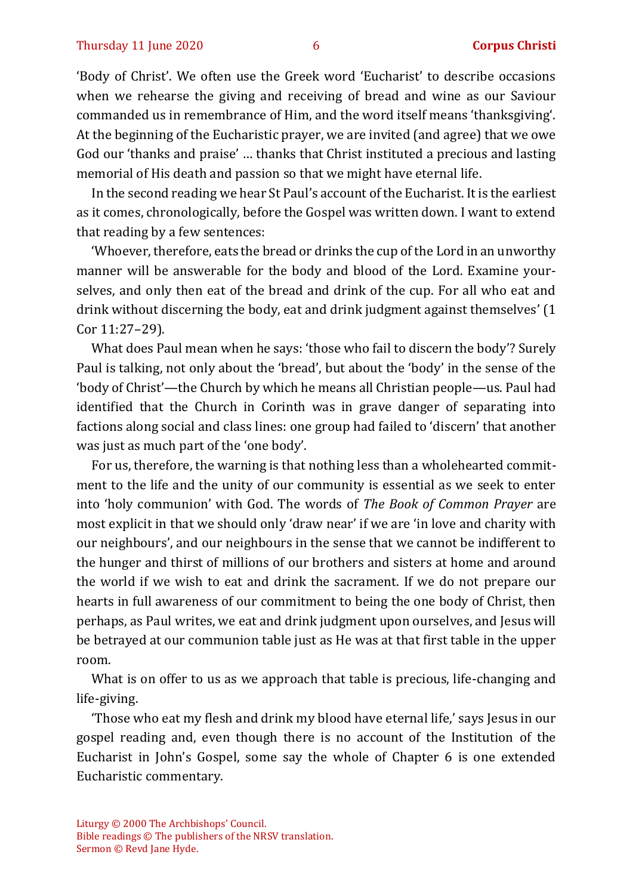'Body of Christ'. We often use the Greek word 'Eucharist' to describe occasions when we rehearse the giving and receiving of bread and wine as our Saviour commanded us in remembrance of Him, and the word itself means 'thanksgiving'. At the beginning of the Eucharistic prayer, we are invited (and agree) that we owe God our 'thanks and praise' … thanks that Christ instituted a precious and lasting memorial of His death and passion so that we might have eternal life.

In the second reading we hear St Paul's account of the Eucharist. It is the earliest as it comes, chronologically, before the Gospel was written down. I want to extend that reading by a few sentences:

'Whoever, therefore, eats the bread or drinks the cup of the Lord in an unworthy manner will be answerable for the body and blood of the Lord. Examine yourselves, and only then eat of the bread and drink of the cup. For all who eat and drink without discerning the body, eat and drink judgment against themselves' (1 Cor 11:27–29).

What does Paul mean when he says: 'those who fail to discern the body'? Surely Paul is talking, not only about the 'bread', but about the 'body' in the sense of the 'body of Christ'—the Church by which he means all Christian people—us. Paul had identified that the Church in Corinth was in grave danger of separating into factions along social and class lines: one group had failed to 'discern' that another was just as much part of the 'one body'.

For us, therefore, the warning is that nothing less than a wholehearted commitment to the life and the unity of our community is essential as we seek to enter into 'holy communion' with God. The words of *The Book of Common Prayer* are most explicit in that we should only 'draw near' if we are 'in love and charity with our neighbours', and our neighbours in the sense that we cannot be indifferent to the hunger and thirst of millions of our brothers and sisters at home and around the world if we wish to eat and drink the sacrament. If we do not prepare our hearts in full awareness of our commitment to being the one body of Christ, then perhaps, as Paul writes, we eat and drink judgment upon ourselves, and Jesus will be betrayed at our communion table just as He was at that first table in the upper room.

What is on offer to us as we approach that table is precious, life-changing and life-giving.

'Those who eat my flesh and drink my blood have eternal life,' says Jesus in our gospel reading and, even though there is no account of the Institution of the Eucharist in John's Gospel, some say the whole of Chapter 6 is one extended Eucharistic commentary.

Liturgy © 2000 The Archbishops' Council.
Bible readings © The publishers of the NRSV translation.
Sermon © Revd Jane Hyde.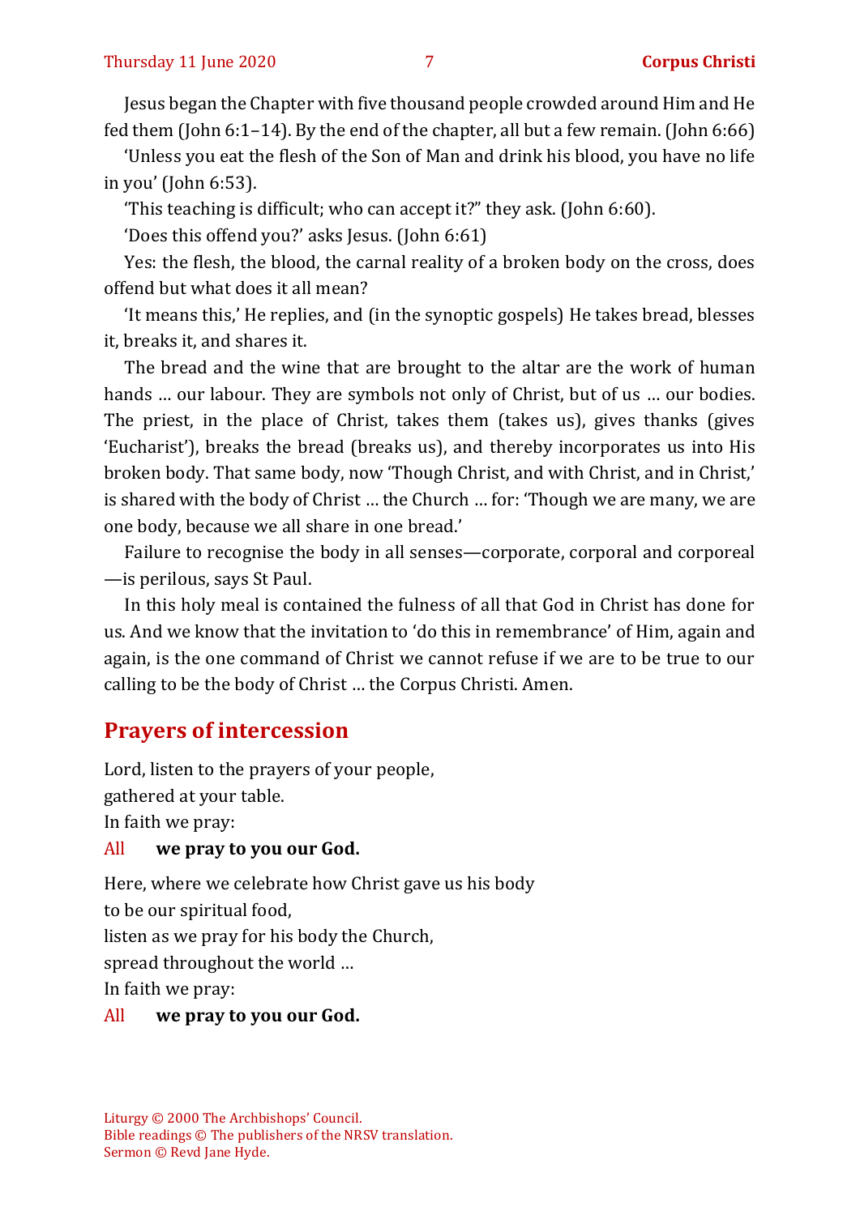Jesus began the Chapter with five thousand people crowded around Him and He fed them (John 6:1–14). By the end of the chapter, all but a few remain. (John 6:66)

'Unless you eat the flesh of the Son of Man and drink his blood, you have no life in you' (John 6:53).

'This teaching is difficult; who can accept it?" they ask. (John 6:60).

'Does this offend you?' asks Jesus. (John 6:61)

Yes: the flesh, the blood, the carnal reality of a broken body on the cross, does offend but what does it all mean?

'It means this,' He replies, and (in the synoptic gospels) He takes bread, blesses it, breaks it, and shares it.

The bread and the wine that are brought to the altar are the work of human hands … our labour. They are symbols not only of Christ, but of us … our bodies. The priest, in the place of Christ, takes them (takes us), gives thanks (gives 'Eucharist'), breaks the bread (breaks us), and thereby incorporates us into His broken body. That same body, now 'Though Christ, and with Christ, and in Christ,' is shared with the body of Christ … the Church … for: 'Though we are many, we are one body, because we all share in one bread.'

Failure to recognise the body in all senses—corporate, corporal and corporeal—is perilous, says St Paul.

In this holy meal is contained the fulness of all that God in Christ has done for us. And we know that the invitation to 'do this in remembrance' of Him, again and again, is the one command of Christ we cannot refuse if we are to be true to our calling to be the body of Christ … the Corpus Christi. Amen.

## Prayers of intercession

Lord, listen to the prayers of your people,
gathered at your table.
In faith we pray:

All **we pray to you our God.**

Here, where we celebrate how Christ gave us his body
to be our spiritual food,
listen as we pray for his body the Church,
spread throughout the world …
In faith we pray:

All **we pray to you our God.**

Liturgy © 2000 The Archbishops' Council.
Bible readings © The publishers of the NRSV translation.
Sermon © Revd Jane Hyde.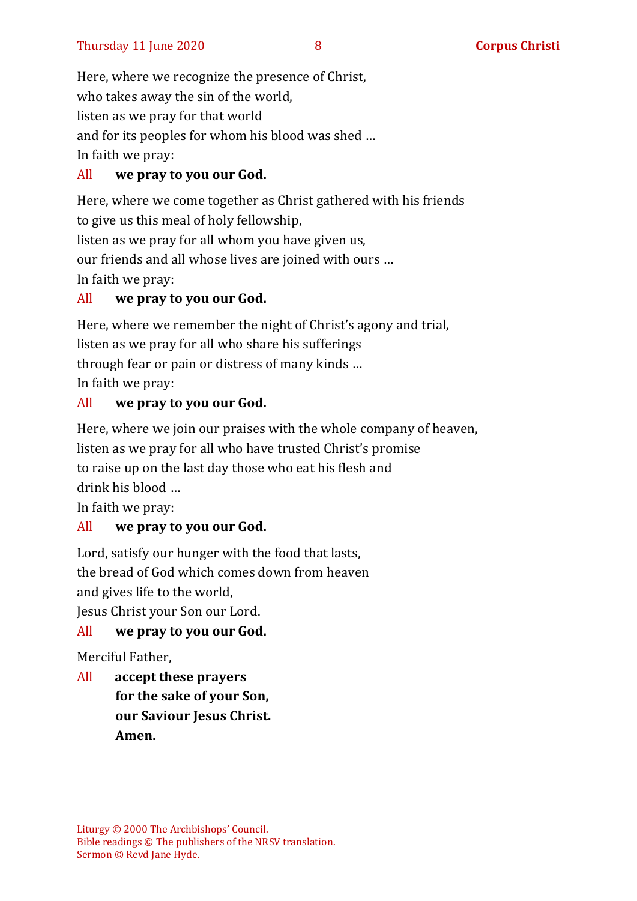Here, where we recognize the presence of Christ,
who takes away the sin of the world,
listen as we pray for that world
and for its peoples for whom his blood was shed …
In faith we pray:

All **we pray to you our God.**

Here, where we come together as Christ gathered with his friends
to give us this meal of holy fellowship,
listen as we pray for all whom you have given us,
our friends and all whose lives are joined with ours …
In faith we pray:

All **we pray to you our God.**

Here, where we remember the night of Christ's agony and trial,
listen as we pray for all who share his sufferings
through fear or pain or distress of many kinds …
In faith we pray:

All **we pray to you our God.**

Here, where we join our praises with the whole company of heaven,
listen as we pray for all who have trusted Christ's promise
to raise up on the last day those who eat his flesh and
drink his blood …
In faith we pray:

All **we pray to you our God.**

Lord, satisfy our hunger with the food that lasts,
the bread of God which comes down from heaven
and gives life to the world,
Jesus Christ your Son our Lord.

All **we pray to you our God.**

Merciful Father,

All **accept these prayers**
**for the sake of your Son,**
**our Saviour Jesus Christ.**
**Amen.**

Liturgy © 2000 The Archbishops' Council.
Bible readings © The publishers of the NRSV translation.
Sermon © Revd Jane Hyde.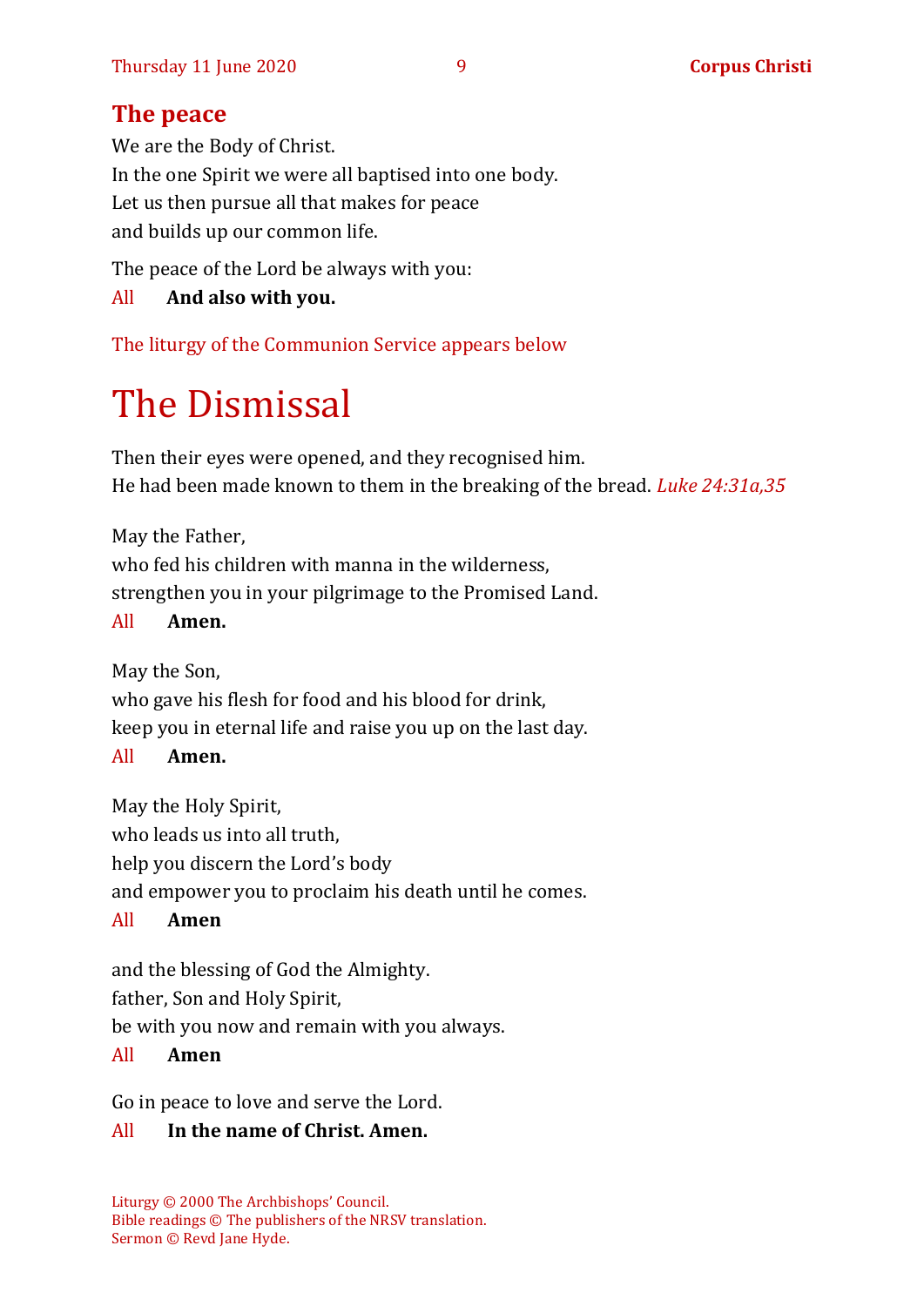## The peace

We are the Body of Christ.
In the one Spirit we were all baptised into one body.
Let us then pursue all that makes for peace
and builds up our common life.

The peace of the Lord be always with you:

All **And also with you.**

The liturgy of the Communion Service appears below

# The Dismissal

Then their eyes were opened, and they recognised him.
He had been made known to them in the breaking of the bread. *Luke 24:31a,35*

May the Father,
who fed his children with manna in the wilderness,
strengthen you in your pilgrimage to the Promised Land.

All **Amen.**

May the Son,
who gave his flesh for food and his blood for drink,
keep you in eternal life and raise you up on the last day.

All **Amen.**

May the Holy Spirit,
who leads us into all truth,
help you discern the Lord's body
and empower you to proclaim his death until he comes.

All **Amen**

and the blessing of God the Almighty.
father, Son and Holy Spirit,
be with you now and remain with you always.

All **Amen**

Go in peace to love and serve the Lord.

All **In the name of Christ. Amen.**

Liturgy © 2000 The Archbishops' Council.
Bible readings © The publishers of the NRSV translation.
Sermon © Revd Jane Hyde.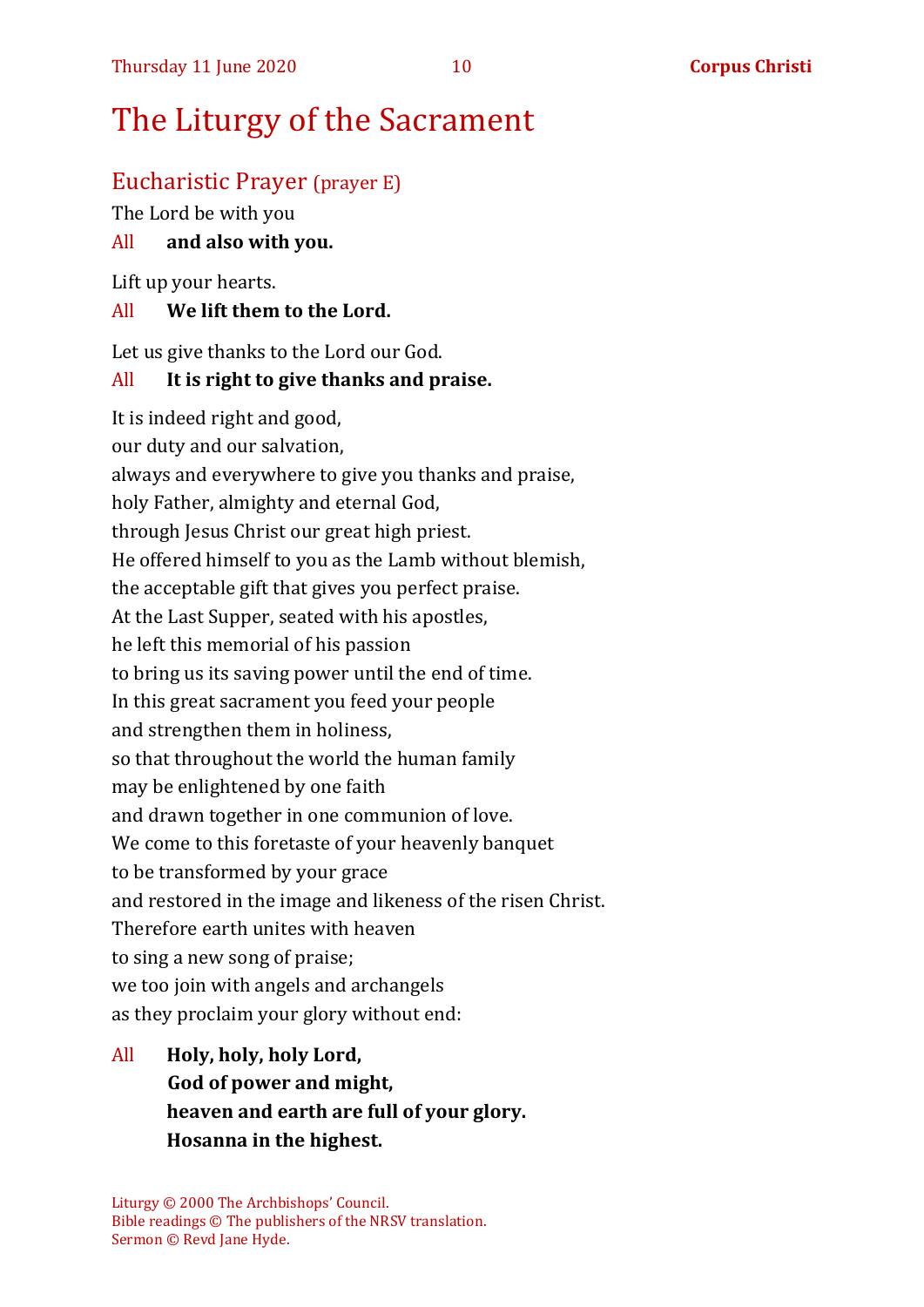# The Liturgy of the Sacrament

## Eucharistic Prayer (prayer E)

The Lord be with you

All **and also with you.**

Lift up your hearts.

All **We lift them to the Lord.**

Let us give thanks to the Lord our God.

All **It is right to give thanks and praise.**

It is indeed right and good,
our duty and our salvation,
always and everywhere to give you thanks and praise,
holy Father, almighty and eternal God,
through Jesus Christ our great high priest.
He offered himself to you as the Lamb without blemish,
the acceptable gift that gives you perfect praise.
At the Last Supper, seated with his apostles,
he left this memorial of his passion
to bring us its saving power until the end of time.
In this great sacrament you feed your people
and strengthen them in holiness,
so that throughout the world the human family
may be enlightened by one faith
and drawn together in one communion of love.
We come to this foretaste of your heavenly banquet
to be transformed by your grace
and restored in the image and likeness of the risen Christ.
Therefore earth unites with heaven
to sing a new song of praise;
we too join with angels and archangels
as they proclaim your glory without end:

All **Holy, holy, holy Lord,**
**God of power and might,**
**heaven and earth are full of your glory.**
**Hosanna in the highest.**

Liturgy © 2000 The Archbishops' Council.
Bible readings © The publishers of the NRSV translation.
Sermon © Revd Jane Hyde.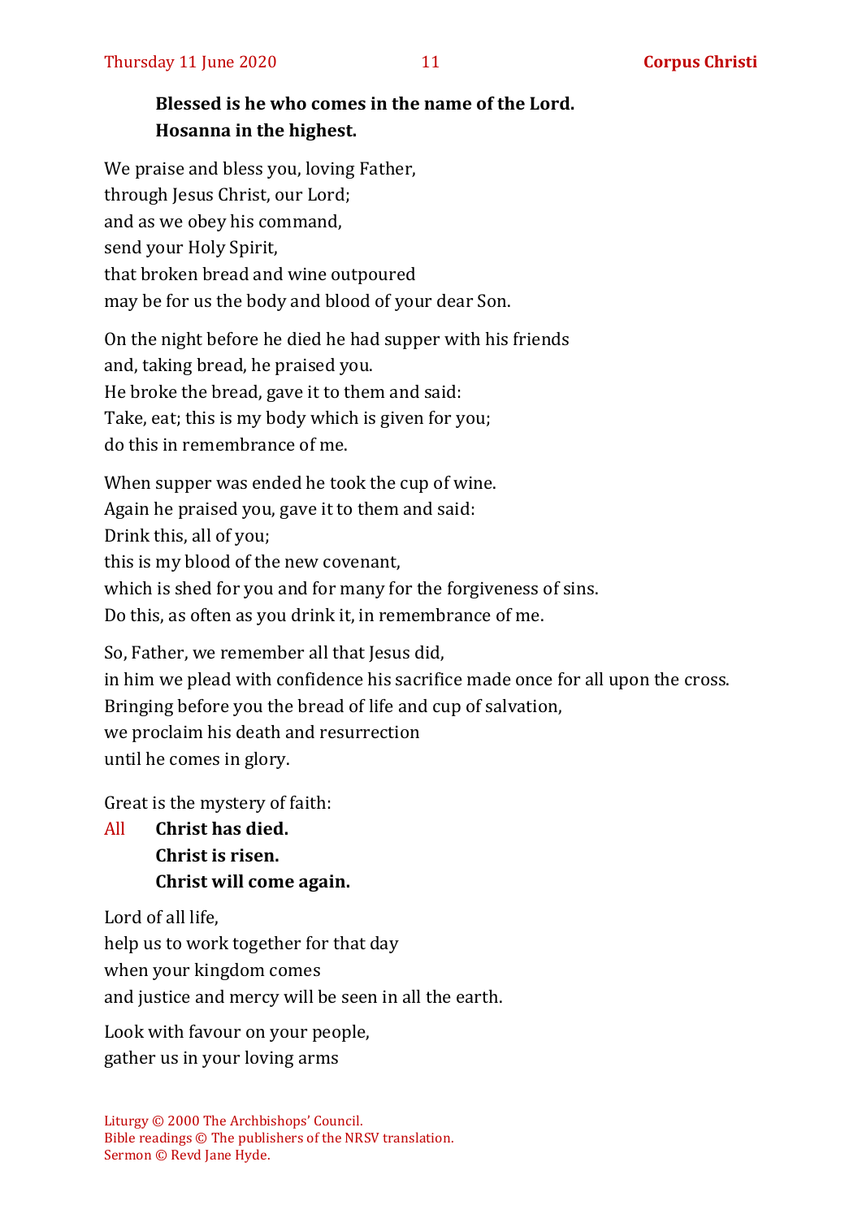**Blessed is he who comes in the name of the Lord.**
**Hosanna in the highest.**

We praise and bless you, loving Father,
through Jesus Christ, our Lord;
and as we obey his command,
send your Holy Spirit,
that broken bread and wine outpoured
may be for us the body and blood of your dear Son.

On the night before he died he had supper with his friends
and, taking bread, he praised you.
He broke the bread, gave it to them and said:
Take, eat; this is my body which is given for you;
do this in remembrance of me.

When supper was ended he took the cup of wine.
Again he praised you, gave it to them and said:
Drink this, all of you;
this is my blood of the new covenant,
which is shed for you and for many for the forgiveness of sins.
Do this, as often as you drink it, in remembrance of me.

So, Father, we remember all that Jesus did,
in him we plead with confidence his sacrifice made once for all upon the cross.
Bringing before you the bread of life and cup of salvation,
we proclaim his death and resurrection
until he comes in glory.

Great is the mystery of faith:

All **Christ has died.**
**Christ is risen.**
**Christ will come again.**

Lord of all life,
help us to work together for that day
when your kingdom comes
and justice and mercy will be seen in all the earth.

Look with favour on your people,
gather us in your loving arms

Liturgy © 2000 The Archbishops' Council.
Bible readings © The publishers of the NRSV translation.
Sermon © Revd Jane Hyde.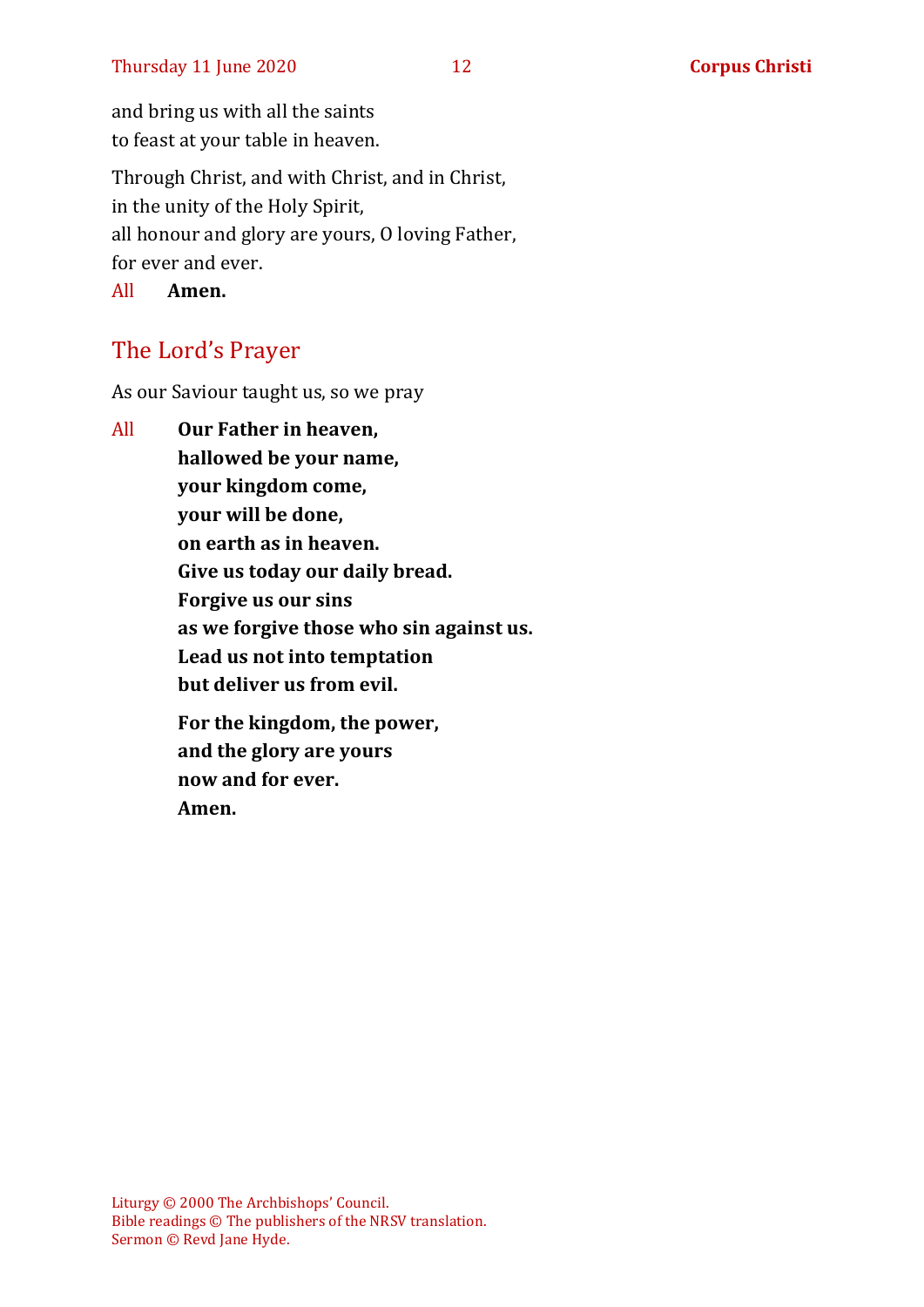and bring us with all the saints
to feast at your table in heaven.

Through Christ, and with Christ, and in Christ,
in the unity of the Holy Spirit,
all honour and glory are yours, O loving Father,
for ever and ever.

All **Amen.**

## The Lord's Prayer

As our Saviour taught us, so we pray

All **Our Father in heaven,**
**hallowed be your name,**
**your kingdom come,**
**your will be done,**
**on earth as in heaven.**
**Give us today our daily bread.**
**Forgive us our sins**
**as we forgive those who sin against us.**
**Lead us not into temptation**
**but deliver us from evil.**

**For the kingdom, the power,**
**and the glory are yours**
**now and for ever.**
**Amen.**

Liturgy © 2000 The Archbishops' Council.
Bible readings © The publishers of the NRSV translation.
Sermon © Revd Jane Hyde.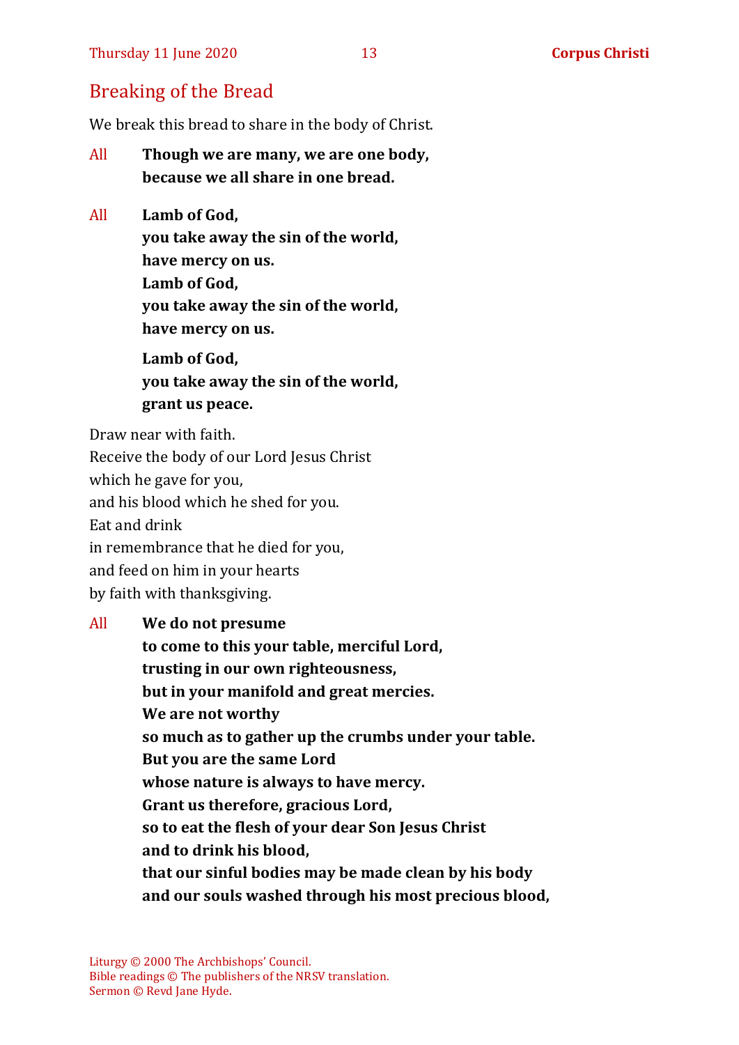## Breaking of the Bread

We break this bread to share in the body of Christ.

All **Though we are many, we are one body,**
**because we all share in one bread.**

All **Lamb of God,**
**you take away the sin of the world,**
**have mercy on us.**
**Lamb of God,**
**you take away the sin of the world,**
**have mercy on us.**

**Lamb of God,**
**you take away the sin of the world,**
**grant us peace.**

Draw near with faith.
Receive the body of our Lord Jesus Christ
which he gave for you,
and his blood which he shed for you.
Eat and drink
in remembrance that he died for you,
and feed on him in your hearts
by faith with thanksgiving.

All **We do not presume**
**to come to this your table, merciful Lord,**
**trusting in our own righteousness,**
**but in your manifold and great mercies.**
**We are not worthy**
**so much as to gather up the crumbs under your table.**
**But you are the same Lord**
**whose nature is always to have mercy.**
**Grant us therefore, gracious Lord,**
**so to eat the flesh of your dear Son Jesus Christ**
**and to drink his blood,**
**that our sinful bodies may be made clean by his body**
**and our souls washed through his most precious blood,**

Liturgy © 2000 The Archbishops' Council.
Bible readings © The publishers of the NRSV translation.
Sermon © Revd Jane Hyde.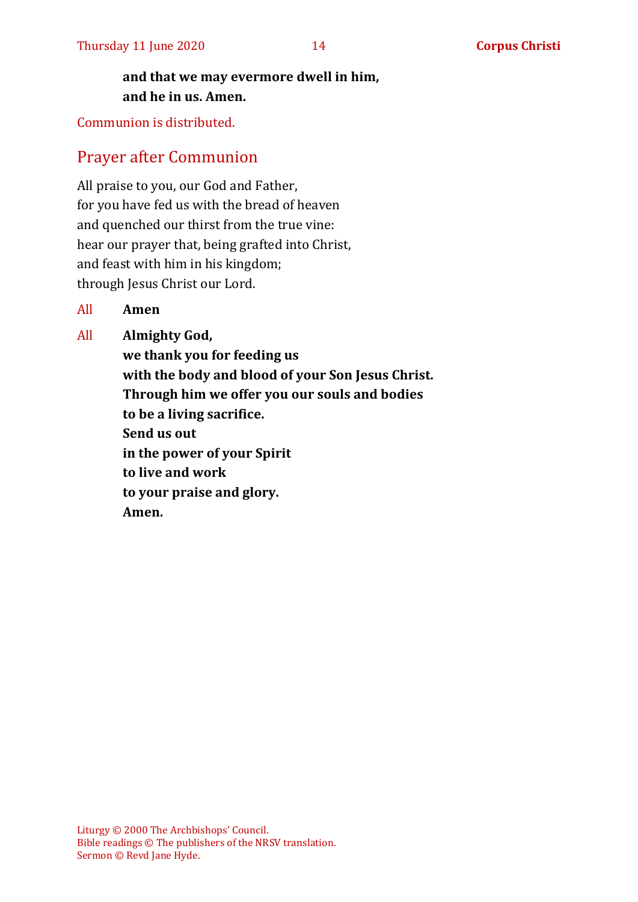**and that we may evermore dwell in him,**
**and he in us. Amen.**

Communion is distributed.

## Prayer after Communion

All praise to you, our God and Father,
for you have fed us with the bread of heaven
and quenched our thirst from the true vine:
hear our prayer that, being grafted into Christ,
and feast with him in his kingdom;
through Jesus Christ our Lord.

All **Amen**

All **Almighty God,**
**we thank you for feeding us**
**with the body and blood of your Son Jesus Christ.**
**Through him we offer you our souls and bodies**
**to be a living sacrifice.**
**Send us out**
**in the power of your Spirit**
**to live and work**
**to your praise and glory.**
**Amen.**

Liturgy © 2000 The Archbishops' Council.
Bible readings © The publishers of the NRSV translation.
Sermon © Revd Jane Hyde.